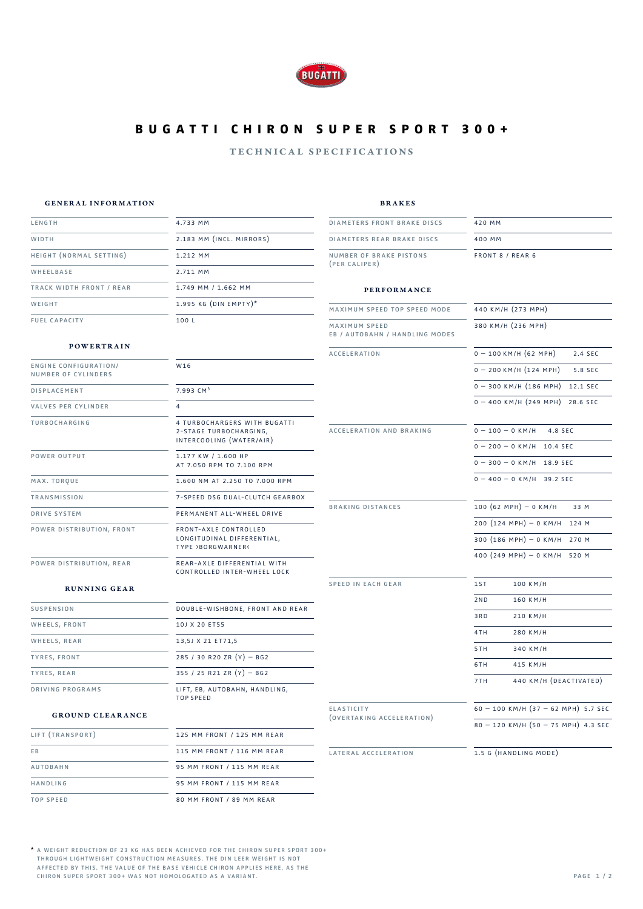# BUGATTI CHIRON SUPER SPORT 300+

## TECHNICAL SPECIFICATIONS

### GENERAL INFORMATION

| | |
|---|---|
| LENGTH | 4.733 MM |
| WIDTH | 2.183 MM (INCL. MIRRORS) |
| HEIGHT (NORMAL SETTING) | 1.212 MM |
| WHEELBASE | 2.711 MM |
| TRACK WIDTH FRONT / REAR | 1.749 MM / 1.662 MM |
| WEIGHT | 1.995 KG (DIN EMPTY)* |
| FUEL CAPACITY | 100 L |

### POWERTRAIN

| | |
|---|---|
| ENGINE CONFIGURATION/ NUMBER OF CYLINDERS | W16 |
| DISPLACEMENT | 7.993 CM³ |
| VALVES PER CYLINDER | 4 |
| TURBOCHARGING | 4 TURBOCHARGERS WITH BUGATTI 2-STAGE TURBOCHARGING, INTERCOOLING (WATER/AIR) |
| POWER OUTPUT | 1.177 KW / 1.600 HP AT 7.050 RPM TO 7.100 RPM |
| MAX. TORQUE | 1.600 NM AT 2.250 TO 7.000 RPM |
| TRANSMISSION | 7-SPEED DSG DUAL-CLUTCH GEARBOX |
| DRIVE SYSTEM | PERMANENT ALL-WHEEL DRIVE |
| POWER DISTRIBUTION, FRONT | FRONT-AXLE CONTROLLED LONGITUDINAL DIFFERENTIAL, TYPE ›BORGWARNER‹ |
| POWER DISTRIBUTION, REAR | REAR-AXLE DIFFERENTIAL WITH CONTROLLED INTER-WHEEL LOCK |

### RUNNING GEAR

| | |
|---|---|
| SUSPENSION | DOUBLE-WISHBONE, FRONT AND REAR |
| WHEELS, FRONT | 10J X 20 ET55 |
| WHEELS, REAR | 13,5J X 21 ET71,5 |
| TYRES, FRONT | 285 / 30 R20 ZR (Y) – BG2 |
| TYRES, REAR | 355 / 25 R21 ZR (Y) – BG2 |
| DRIVING PROGRAMS | LIFT, EB, AUTOBAHN, HANDLING, TOP SPEED |

### GROUND CLEARANCE

| | |
|---|---|
| LIFT (TRANSPORT) | 125 MM FRONT / 125 MM REAR |
| EB | 115 MM FRONT / 116 MM REAR |
| AUTOBAHN | 95 MM FRONT / 115 MM REAR |
| HANDLING | 95 MM FRONT / 115 MM REAR |
| TOP SPEED | 80 MM FRONT / 89 MM REAR |

### BRAKES

| | |
|---|---|
| DIAMETERS FRONT BRAKE DISCS | 420 MM |
| DIAMETERS REAR BRAKE DISCS | 400 MM |
| NUMBER OF BRAKE PISTONS (PER CALIPER) | FRONT 8 / REAR 6 |

### PERFORMANCE

| | |
|---|---|
| MAXIMUM SPEED TOP SPEED MODE | 440 KM/H (273 MPH) |
| MAXIMUM SPEED EB / AUTOBAHN / HANDLING MODES | 380 KM/H (236 MPH) |
| ACCELERATION | 0 – 100 KM/H (62 MPH) 2.4 SEC |
| | 0 – 200 KM/H (124 MPH) 5.8 SEC |
| | 0 – 300 KM/H (186 MPH) 12.1 SEC |
| | 0 – 400 KM/H (249 MPH) 28.6 SEC |
| ACCELERATION AND BRAKING | 0 – 100 – 0 KM/H 4.8 SEC |
| | 0 – 200 – 0 KM/H 10.4 SEC |
| | 0 – 300 – 0 KM/H 18.9 SEC |
| | 0 – 400 – 0 KM/H 39.2 SEC |
| BRAKING DISTANCES | 100 (62 MPH) – 0 KM/H 33 M |
| | 200 (124 MPH) – 0 KM/H 124 M |
| | 300 (186 MPH) – 0 KM/H 270 M |
| | 400 (249 MPH) – 0 KM/H 520 M |
| SPEED IN EACH GEAR | 1ST 100 KM/H |
| | 2ND 160 KM/H |
| | 3RD 210 KM/H |
| | 4TH 280 KM/H |
| | 5TH 340 KM/H |
| | 6TH 415 KM/H |
| | 7TH 440 KM/H (DEACTIVATED) |
| ELASTICITY (OVERTAKING ACCELERATION) | 60 – 100 KM/H (37 – 62 MPH) 5.7 SEC |
| | 80 – 120 KM/H (50 – 75 MPH) 4.3 SEC |
| LATERAL ACCELERATION | 1.5 G (HANDLING MODE) |

\* A WEIGHT REDUCTION OF 23 KG HAS BEEN ACHIEVED FOR THE CHIRON SUPER SPORT 300+ THROUGH LIGHTWEIGHT CONSTRUCTION MEASURES. THE DIN LEER WEIGHT IS NOT AFFECTED BY THIS. THE VALUE OF THE BASE VEHICLE CHIRON APPLIES HERE, AS THE CHIRON SUPER SPORT 300+ WAS NOT HOMOLOGATED AS A VARIANT.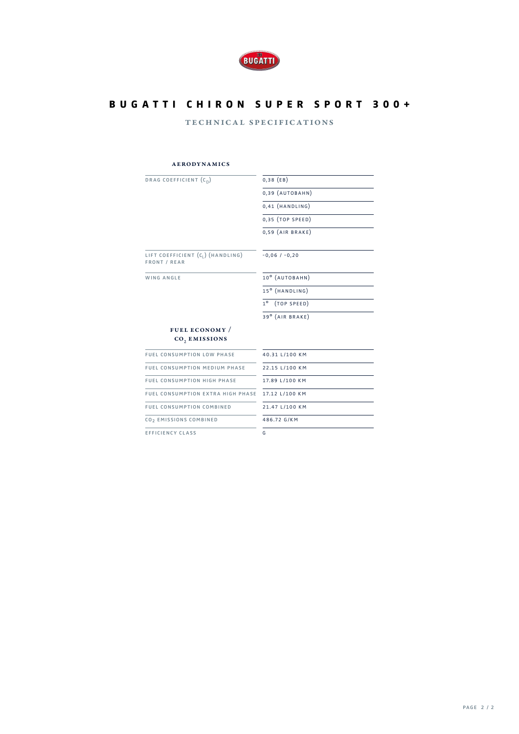# BUGATTI CHIRON SUPER SPORT 300+

## TECHNICAL SPECIFICATIONS

### AERODYNAMICS

| | |
|---|---|
| DRAG COEFFICIENT ($C_D$) | 0,38 (EB) |
| | 0,39 (AUTOBAHN) |
| | 0,41 (HANDLING) |
| | 0,35 (TOP SPEED) |
| | 0,59 (AIR BRAKE) |
| LIFT COEFFICIENT ($C_L$) (HANDLING) FRONT / REAR | -0,06 / -0,20 |
| WING ANGLE | 10° (AUTOBAHN) |
| | 15° (HANDLING) |
| | 1° (TOP SPEED) |
| | 39° (AIR BRAKE) |

### FUEL ECONOMY / $CO_2$ EMISSIONS

| | |
|---|---|
| FUEL CONSUMPTION LOW PHASE | 40.31 L/100 KM |
| FUEL CONSUMPTION MEDIUM PHASE | 22.15 L/100 KM |
| FUEL CONSUMPTION HIGH PHASE | 17.89 L/100 KM |
| FUEL CONSUMPTION EXTRA HIGH PHASE | 17.12 L/100 KM |
| FUEL CONSUMPTION COMBINED | 21.47 L/100 KM |
| $CO_2$ EMISSIONS COMBINED | 486.72 G/KM |
| EFFICIENCY CLASS | G |